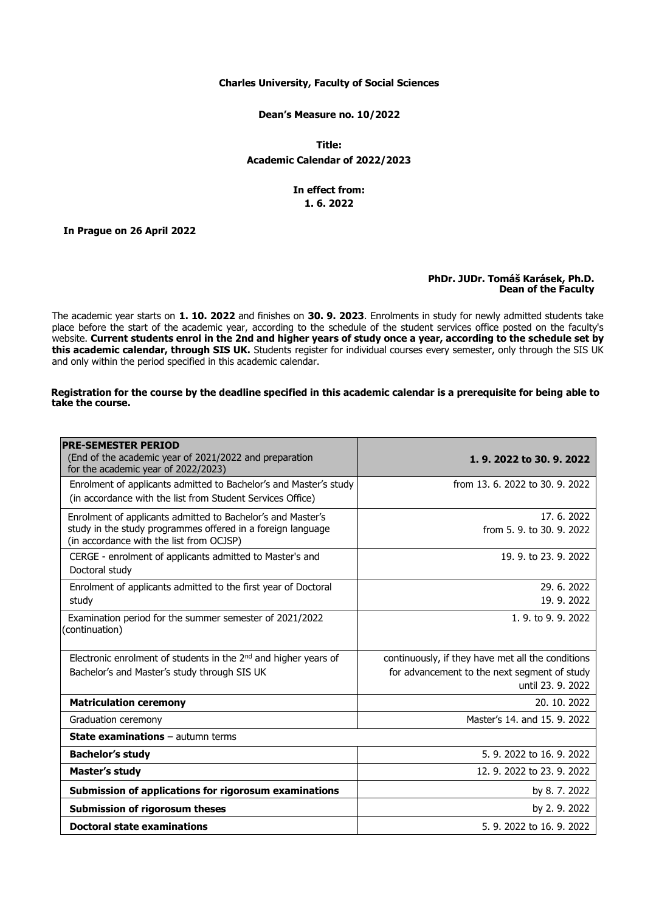**Charles University, Faculty of Social Sciences**

**Dean's Measure no. 10/2022**

**Title:**
**Academic Calendar of 2022/2023**

**In effect from:**
**1. 6. 2022**

**In Prague on 26 April 2022**

**PhDr. JUDr. Tomáš Karásek, Ph.D.**
**Dean of the Faculty**

The academic year starts on **1. 10. 2022** and finishes on **30. 9. 2023**. Enrolments in study for newly admitted students take place before the start of the academic year, according to the schedule of the student services office posted on the faculty's website. **Current students enrol in the 2nd and higher years of study once a year, according to the schedule set by this academic calendar, through SIS UK.** Students register for individual courses every semester, only through the SIS UK and only within the period specified in this academic calendar.

**Registration for the course by the deadline specified in this academic calendar is a prerequisite for being able to take the course.**

| **PRE-SEMESTER PERIOD** (End of the academic year of 2021/2022 and preparation for the academic year of 2022/2023) | **1. 9. 2022 to 30. 9. 2022** |
|---|---|
| Enrolment of applicants admitted to Bachelor's and Master's study (in accordance with the list from Student Services Office) | from 13. 6. 2022 to 30. 9. 2022 |
| Enrolment of applicants admitted to Bachelor's and Master's study in the study programmes offered in a foreign language (in accordance with the list from OCJSP) | 17. 6. 2022<br>from 5. 9. to 30. 9. 2022 |
| CERGE - enrolment of applicants admitted to Master's and Doctoral study | 19. 9. to 23. 9. 2022 |
| Enrolment of applicants admitted to the first year of Doctoral study | 29. 6. 2022<br>19. 9. 2022 |
| Examination period for the summer semester of 2021/2022 (continuation) | 1. 9. to 9. 9. 2022 |
| Electronic enrolment of students in the 2nd and higher years of Bachelor's and Master's study through SIS UK | continuously, if they have met all the conditions for advancement to the next segment of study until 23. 9. 2022 |
| **Matriculation ceremony** | 20. 10. 2022 |
| Graduation ceremony | Master's 14. and 15. 9. 2022 |
| **State examinations** – autumn terms | |
| **Bachelor's study** | 5. 9. 2022 to 16. 9. 2022 |
| **Master's study** | 12. 9. 2022 to 23. 9. 2022 |
| **Submission of applications for rigorosum examinations** | by 8. 7. 2022 |
| **Submission of rigorosum theses** | by 2. 9. 2022 |
| **Doctoral state examinations** | 5. 9. 2022 to 16. 9. 2022 |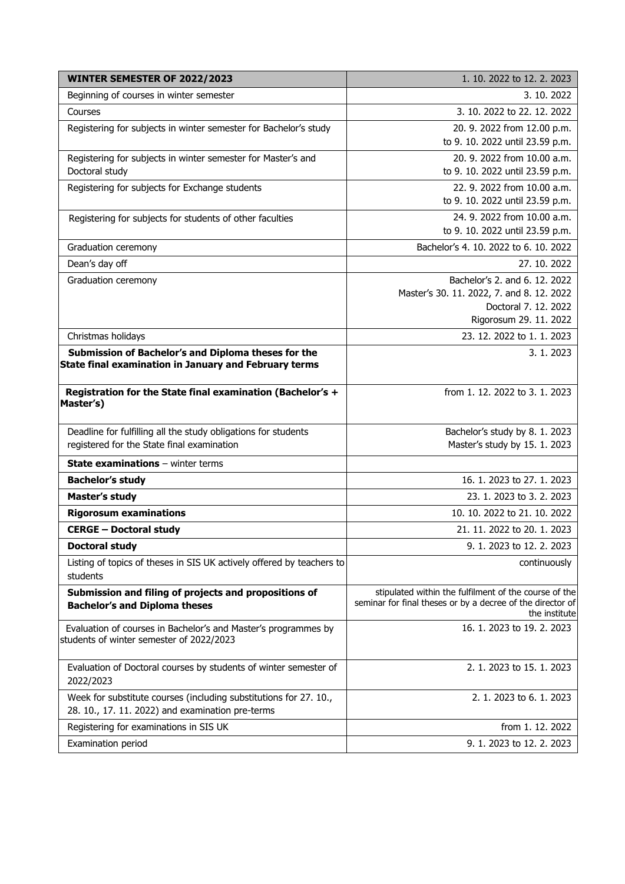| **WINTER SEMESTER OF 2022/2023** | 1. 10. 2022 to 12. 2. 2023 |
|---|---|
| Beginning of courses in winter semester | 3. 10. 2022 |
| Courses | 3. 10. 2022 to 22. 12. 2022 |
| Registering for subjects in winter semester for Bachelor's study | 20. 9. 2022 from 12.00 p.m. to 9. 10. 2022 until 23.59 p.m. |
| Registering for subjects in winter semester for Master's and Doctoral study | 20. 9. 2022 from 10.00 a.m. to 9. 10. 2022 until 23.59 p.m. |
| Registering for subjects for Exchange students | 22. 9. 2022 from 10.00 a.m. to 9. 10. 2022 until 23.59 p.m. |
| Registering for subjects for students of other faculties | 24. 9. 2022 from 10.00 a.m. to 9. 10. 2022 until 23.59 p.m. |
| Graduation ceremony | Bachelor's 4. 10. 2022 to 6. 10. 2022 |
| Dean's day off | 27. 10. 2022 |
| Graduation ceremony | Bachelor's 2. and 6. 12. 2022<br>Master's 30. 11. 2022, 7. and 8. 12. 2022<br>Doctoral 7. 12. 2022<br>Rigorosum 29. 11. 2022 |
| Christmas holidays | 23. 12. 2022 to 1. 1. 2023 |
| **Submission of Bachelor's and Diploma theses for the State final examination in January and February terms** | 3. 1. 2023 |
| **Registration for the State final examination (Bachelor's + Master's)** | from 1. 12. 2022 to 3. 1. 2023 |
| Deadline for fulfilling all the study obligations for students registered for the State final examination | Bachelor's study by 8. 1. 2023<br>Master's study by 15. 1. 2023 |
| **State examinations** – winter terms | |
| **Bachelor's study** | 16. 1. 2023 to 27. 1. 2023 |
| **Master's study** | 23. 1. 2023 to 3. 2. 2023 |
| **Rigorosum examinations** | 10. 10. 2022 to 21. 10. 2022 |
| **CERGE – Doctoral study** | 21. 11. 2022 to 20. 1. 2023 |
| **Doctoral study** | 9. 1. 2023 to 12. 2. 2023 |
| Listing of topics of theses in SIS UK actively offered by teachers to students | continuously |
| **Submission and filing of projects and propositions of Bachelor's and Diploma theses** | stipulated within the fulfilment of the course of the seminar for final theses or by a decree of the director of the institute |
| Evaluation of courses in Bachelor's and Master's programmes by students of winter semester of 2022/2023 | 16. 1. 2023 to 19. 2. 2023 |
| Evaluation of Doctoral courses by students of winter semester of 2022/2023 | 2. 1. 2023 to 15. 1. 2023 |
| Week for substitute courses (including substitutions for 27. 10., 28. 10., 17. 11. 2022) and examination pre-terms | 2. 1. 2023 to 6. 1. 2023 |
| Registering for examinations in SIS UK | from 1. 12. 2022 |
| Examination period | 9. 1. 2023 to 12. 2. 2023 |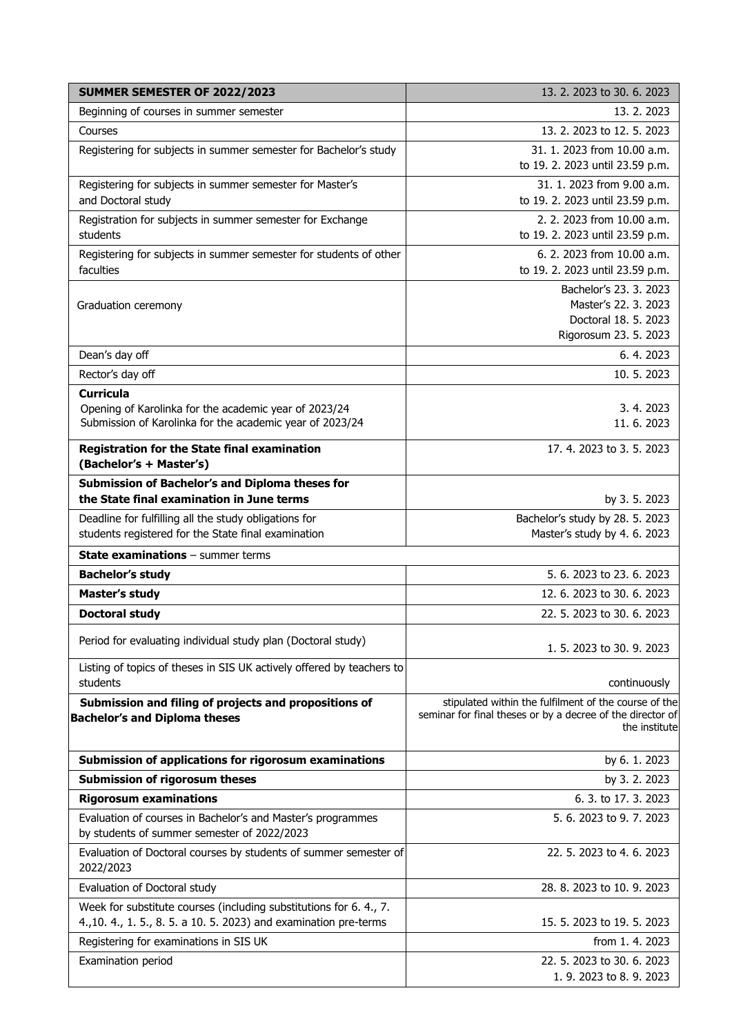| **SUMMER SEMESTER OF 2022/2023** | 13. 2. 2023 to 30. 6. 2023 |
|---|---|
| Beginning of courses in summer semester | 13. 2. 2023 |
| Courses | 13. 2. 2023 to 12. 5. 2023 |
| Registering for subjects in summer semester for Bachelor's study | 31. 1. 2023 from 10.00 a.m. to 19. 2. 2023 until 23.59 p.m. |
| Registering for subjects in summer semester for Master's and Doctoral study | 31. 1. 2023 from 9.00 a.m. to 19. 2. 2023 until 23.59 p.m. |
| Registration for subjects in summer semester for Exchange students | 2. 2. 2023 from 10.00 a.m. to 19. 2. 2023 until 23.59 p.m. |
| Registering for subjects in summer semester for students of other faculties | 6. 2. 2023 from 10.00 a.m. to 19. 2. 2023 until 23.59 p.m. |
| Graduation ceremony | Bachelor's 23. 3. 2023<br>Master's 22. 3. 2023<br>Doctoral 18. 5. 2023<br>Rigorosum 23. 5. 2023 |
| Dean's day off | 6. 4. 2023 |
| Rector's day off | 10. 5. 2023 |
| **Curricula**<br>Opening of Karolinka for the academic year of 2023/24<br>Submission of Karolinka for the academic year of 2023/24 | <br>3. 4. 2023<br>11. 6. 2023 |
| **Registration for the State final examination (Bachelor's + Master's)** | 17. 4. 2023 to 3. 5. 2023 |
| **Submission of Bachelor's and Diploma theses for the State final examination in June terms** | by 3. 5. 2023 |
| Deadline for fulfilling all the study obligations for students registered for the State final examination | Bachelor's study by 28. 5. 2023<br>Master's study by 4. 6. 2023 |
| **State examinations** – summer terms | |
| **Bachelor's study** | 5. 6. 2023 to 23. 6. 2023 |
| **Master's study** | 12. 6. 2023 to 30. 6. 2023 |
| **Doctoral study** | 22. 5. 2023 to 30. 6. 2023 |
| Period for evaluating individual study plan (Doctoral study) | 1. 5. 2023 to 30. 9. 2023 |
| Listing of topics of theses in SIS UK actively offered by teachers to students | continuously |
| **Submission and filing of projects and propositions of Bachelor's and Diploma theses** | stipulated within the fulfilment of the course of the seminar for final theses or by a decree of the director of the institute |
| **Submission of applications for rigorosum examinations** | by 6. 1. 2023 |
| **Submission of rigorosum theses** | by 3. 2. 2023 |
| **Rigorosum examinations** | 6. 3. to 17. 3. 2023 |
| Evaluation of courses in Bachelor's and Master's programmes by students of summer semester of 2022/2023 | 5. 6. 2023 to 9. 7. 2023 |
| Evaluation of Doctoral courses by students of summer semester of 2022/2023 | 22. 5. 2023 to 4. 6. 2023 |
| Evaluation of Doctoral study | 28. 8. 2023 to 10. 9. 2023 |
| Week for substitute courses (including substitutions for 6. 4., 7. 4.,10. 4., 1. 5., 8. 5. a 10. 5. 2023) and examination pre-terms | 15. 5. 2023 to 19. 5. 2023 |
| Registering for examinations in SIS UK | from 1. 4. 2023 |
| Examination period | 22. 5. 2023 to 30. 6. 2023<br>1. 9. 2023 to 8. 9. 2023 |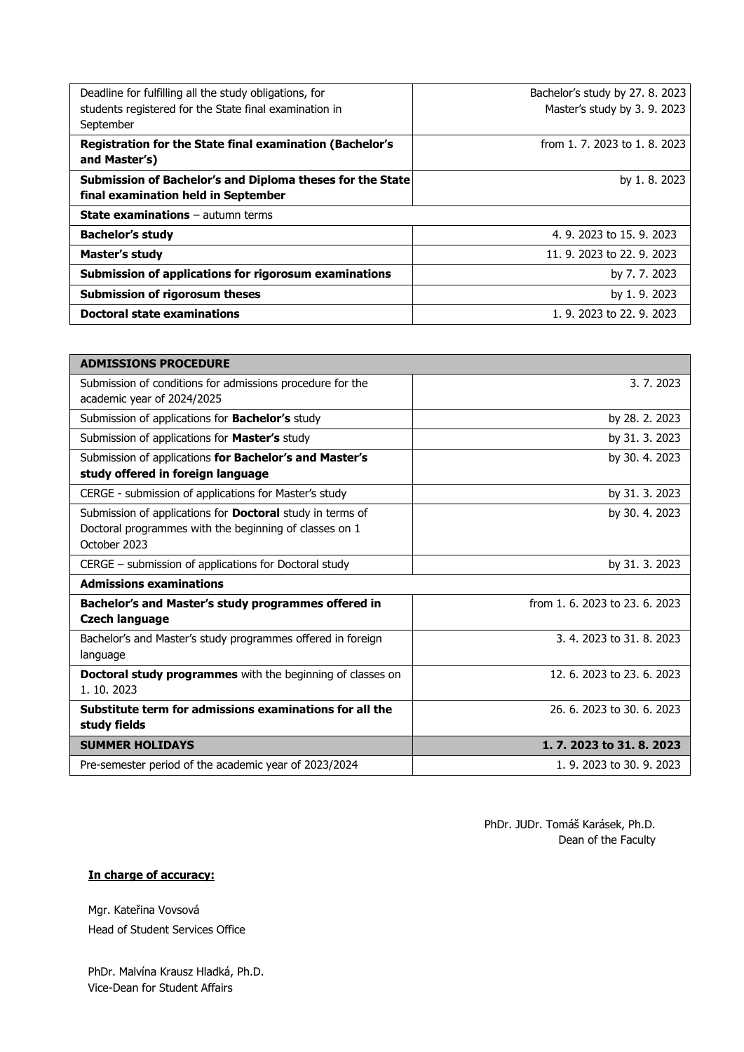| | |
|---|---|
| Deadline for fulfilling all the study obligations, for students registered for the State final examination in September | Bachelor's study by 27. 8. 2023<br>Master's study by 3. 9. 2023 |
| **Registration for the State final examination (Bachelor's and Master's)** | from 1. 7. 2023 to 1. 8. 2023 |
| **Submission of Bachelor's and Diploma theses for the State final examination held in September** | by 1. 8. 2023 |
| **State examinations** – autumn terms | |
| **Bachelor's study** | 4. 9. 2023 to 15. 9. 2023 |
| **Master's study** | 11. 9. 2023 to 22. 9. 2023 |
| **Submission of applications for rigorosum examinations** | by 7. 7. 2023 |
| **Submission of rigorosum theses** | by 1. 9. 2023 |
| **Doctoral state examinations** | 1. 9. 2023 to 22. 9. 2023 |

| **ADMISSIONS PROCEDURE** | |
|---|---|
| Submission of conditions for admissions procedure for the academic year of 2024/2025 | 3. 7. 2023 |
| Submission of applications for **Bachelor's** study | by 28. 2. 2023 |
| Submission of applications for **Master's** study | by 31. 3. 2023 |
| Submission of applications **for Bachelor's and Master's study offered in foreign language** | by 30. 4. 2023 |
| CERGE - submission of applications for Master's study | by 31. 3. 2023 |
| Submission of applications for **Doctoral** study in terms of Doctoral programmes with the beginning of classes on 1 October 2023 | by 30. 4. 2023 |
| CERGE – submission of applications for Doctoral study | by 31. 3. 2023 |
| **Admissions examinations** | |
| **Bachelor's and Master's study programmes offered in Czech language** | from 1. 6. 2023 to 23. 6. 2023 |
| Bachelor's and Master's study programmes offered in foreign language | 3. 4. 2023 to 31. 8. 2023 |
| **Doctoral study programmes** with the beginning of classes on 1. 10. 2023 | 12. 6. 2023 to 23. 6. 2023 |
| **Substitute term for admissions examinations for all the study fields** | 26. 6. 2023 to 30. 6. 2023 |
| **SUMMER HOLIDAYS** | **1. 7. 2023 to 31. 8. 2023** |
| Pre-semester period of the academic year of 2023/2024 | 1. 9. 2023 to 30. 9. 2023 |

PhDr. JUDr. Tomáš Karásek, Ph.D.
Dean of the Faculty

**In charge of accuracy:**

Mgr. Kateřina Vovsová
Head of Student Services Office

PhDr. Malvína Krausz Hladká, Ph.D.
Vice-Dean for Student Affairs